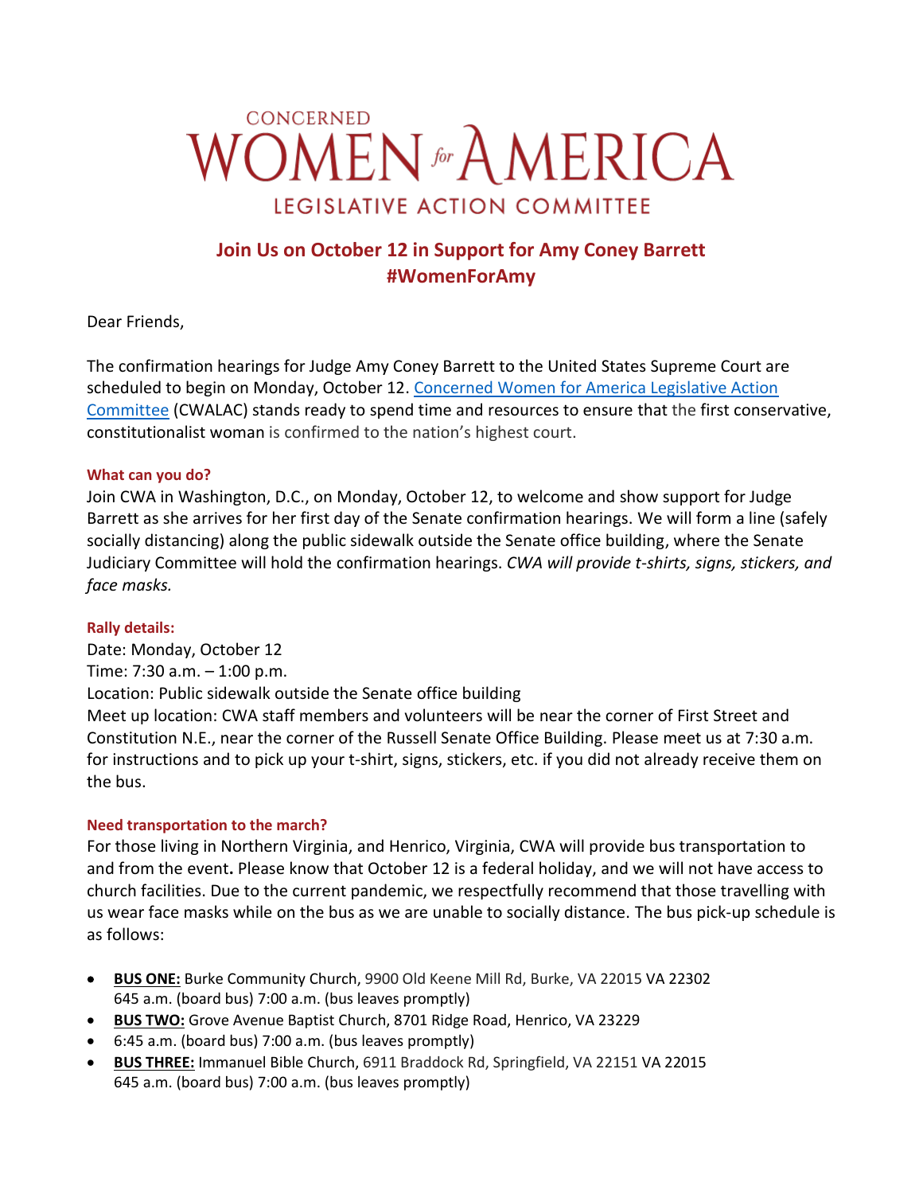# CONCERNED WOMEN for AMERICA
## LEGISLATIVE ACTION COMMITTEE

## Join Us on October 12 in Support for Amy Coney Barrett #WomenForAmy

Dear Friends,

The confirmation hearings for Judge Amy Coney Barrett to the United States Supreme Court are scheduled to begin on Monday, October 12. [Concerned Women for America Legislative Action Committee]() (CWALAC) stands ready to spend time and resources to ensure that the first conservative, constitutionalist woman is confirmed to the nation's highest court.

### What can you do?

Join CWA in Washington, D.C., on Monday, October 12, to welcome and show support for Judge Barrett as she arrives for her first day of the Senate confirmation hearings. We will form a line (safely socially distancing) along the public sidewalk outside the Senate office building, where the Senate Judiciary Committee will hold the confirmation hearings. *CWA will provide t-shirts, signs, stickers, and face masks.*

### Rally details:

Date: Monday, October 12
Time: 7:30 a.m. – 1:00 p.m.
Location: Public sidewalk outside the Senate office building
Meet up location: CWA staff members and volunteers will be near the corner of First Street and Constitution N.E., near the corner of the Russell Senate Office Building. Please meet us at 7:30 a.m. for instructions and to pick up your t-shirt, signs, stickers, etc. if you did not already receive them on the bus.

### Need transportation to the march?

For those living in Northern Virginia, and Henrico, Virginia, CWA will provide bus transportation to and from the event**.** Please know that October 12 is a federal holiday, and we will not have access to church facilities. Due to the current pandemic, we respectfully recommend that those travelling with us wear face masks while on the bus as we are unable to socially distance. The bus pick-up schedule is as follows:

- **BUS ONE:** Burke Community Church, 9900 Old Keene Mill Rd, Burke, VA 22015 VA 22302
  645 a.m. (board bus) 7:00 a.m. (bus leaves promptly)
- **BUS TWO:** Grove Avenue Baptist Church, 8701 Ridge Road, Henrico, VA 23229
- 6:45 a.m. (board bus) 7:00 a.m. (bus leaves promptly)
- **BUS THREE:** Immanuel Bible Church, 6911 Braddock Rd, Springfield, VA 22151 VA 22015
  645 a.m. (board bus) 7:00 a.m. (bus leaves promptly)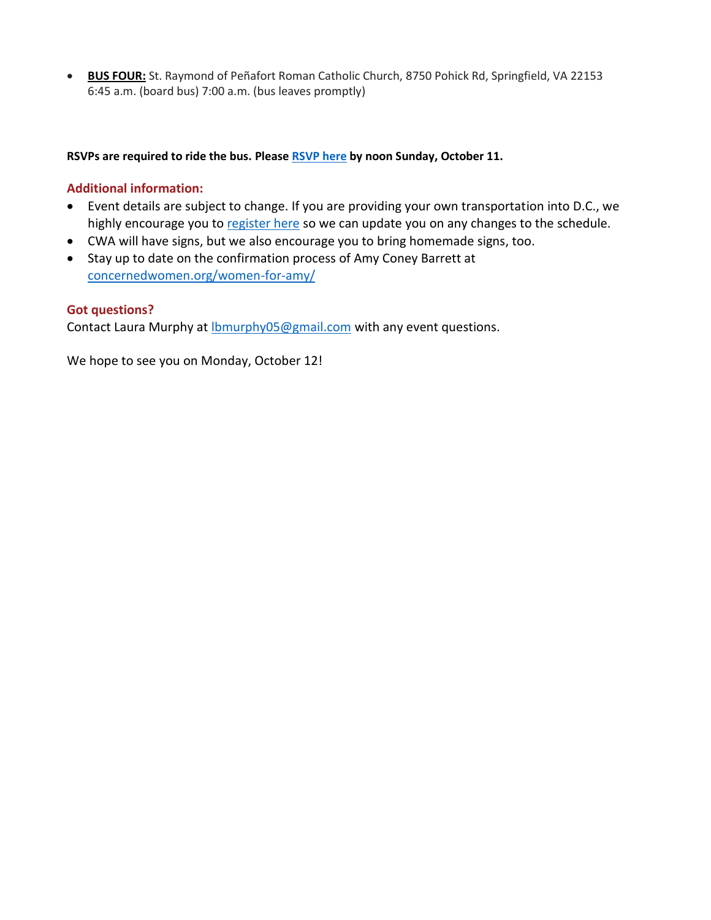- **BUS FOUR:** St. Raymond of Peñafort Roman Catholic Church, 8750 Pohick Rd, Springfield, VA 22153
  6:45 a.m. (board bus) 7:00 a.m. (bus leaves promptly)

**RSVPs are required to ride the bus. Please RSVP here by noon Sunday, October 11.**

### Additional information:

- Event details are subject to change. If you are providing your own transportation into D.C., we highly encourage you to register here so we can update you on any changes to the schedule.
- CWA will have signs, but we also encourage you to bring homemade signs, too.
- Stay up to date on the confirmation process of Amy Coney Barrett at concernedwomen.org/women-for-amy/

### Got questions?

Contact Laura Murphy at lbmurphy05@gmail.com with any event questions.

We hope to see you on Monday, October 12!